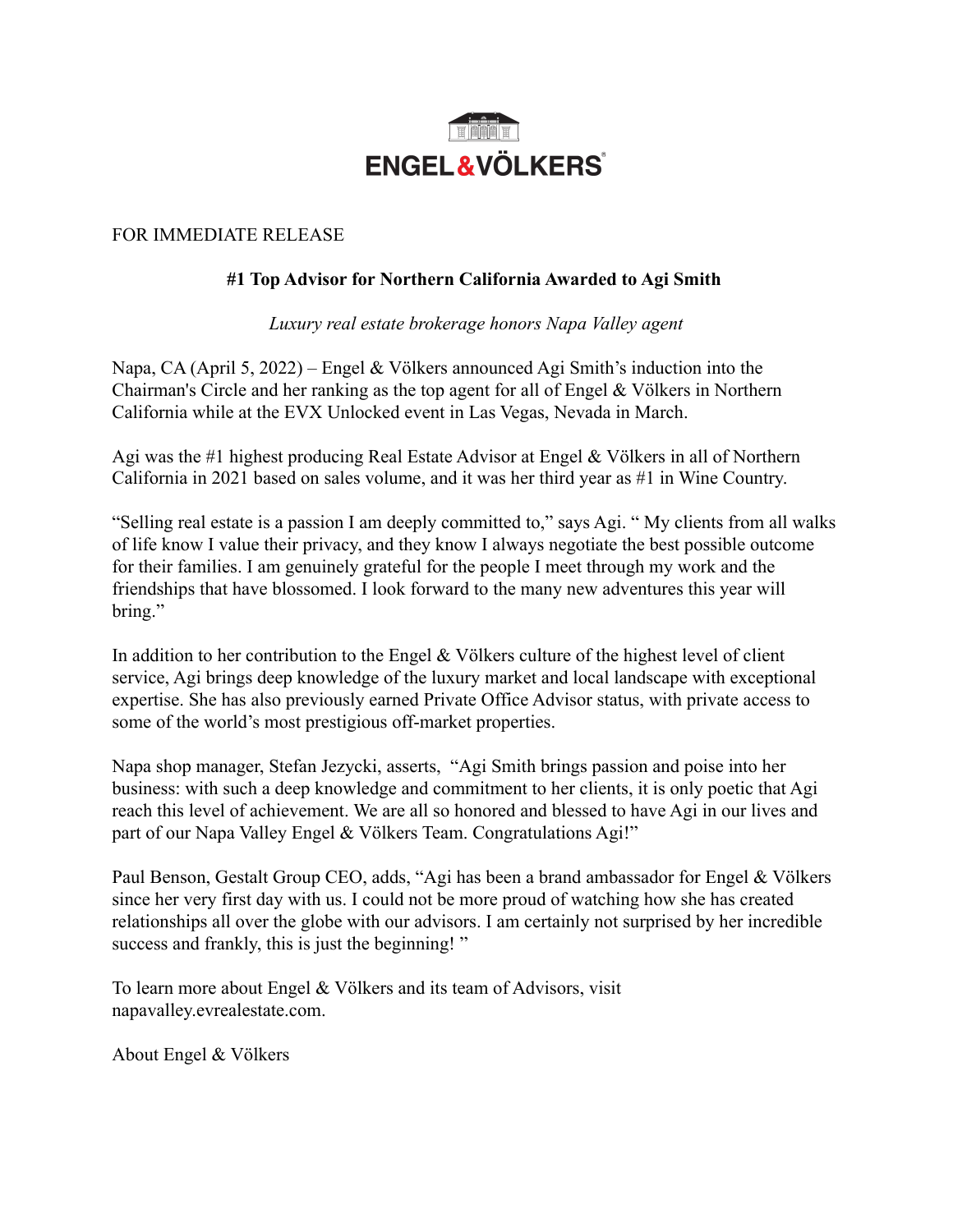ENGEL&VÖLKERS

FOR IMMEDIATE RELEASE

**#1 Top Advisor for Northern California Awarded to Agi Smith**

*Luxury real estate brokerage honors Napa Valley agent*

Napa, CA (April 5, 2022) – Engel & Völkers announced Agi Smith's induction into the Chairman's Circle and her ranking as the top agent for all of Engel & Völkers in Northern California while at the EVX Unlocked event in Las Vegas, Nevada in March.

Agi was the #1 highest producing Real Estate Advisor at Engel & Völkers in all of Northern California in 2021 based on sales volume, and it was her third year as #1 in Wine Country.

"Selling real estate is a passion I am deeply committed to," says Agi. " My clients from all walks of life know I value their privacy, and they know I always negotiate the best possible outcome for their families. I am genuinely grateful for the people I meet through my work and the friendships that have blossomed. I look forward to the many new adventures this year will bring."

In addition to her contribution to the Engel & Völkers culture of the highest level of client service, Agi brings deep knowledge of the luxury market and local landscape with exceptional expertise. She has also previously earned Private Office Advisor status, with private access to some of the world's most prestigious off-market properties.

Napa shop manager, Stefan Jezycki, asserts, "Agi Smith brings passion and poise into her business: with such a deep knowledge and commitment to her clients, it is only poetic that Agi reach this level of achievement. We are all so honored and blessed to have Agi in our lives and part of our Napa Valley Engel & Völkers Team. Congratulations Agi!"

Paul Benson, Gestalt Group CEO, adds, "Agi has been a brand ambassador for Engel & Völkers since her very first day with us. I could not be more proud of watching how she has created relationships all over the globe with our advisors. I am certainly not surprised by her incredible success and frankly, this is just the beginning! "

To learn more about Engel & Völkers and its team of Advisors, visit napavalley.evrealestate.com.

About Engel & Völkers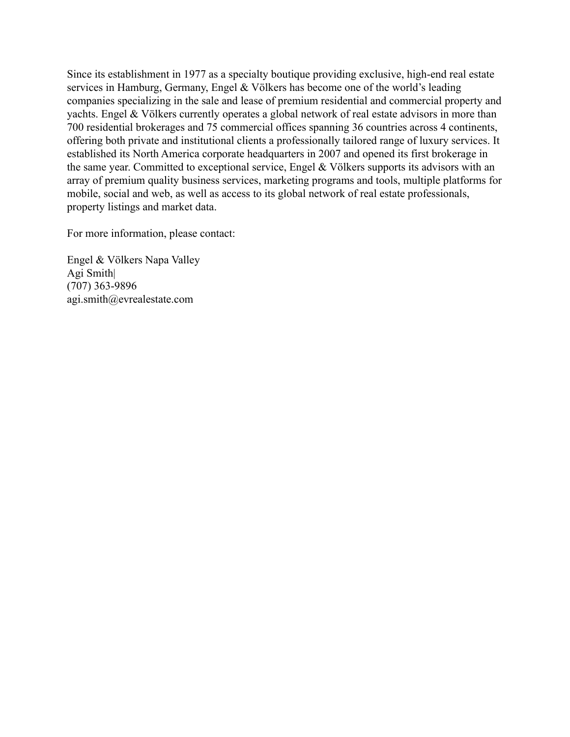Since its establishment in 1977 as a specialty boutique providing exclusive, high-end real estate services in Hamburg, Germany, Engel & Völkers has become one of the world's leading companies specializing in the sale and lease of premium residential and commercial property and yachts. Engel & Völkers currently operates a global network of real estate advisors in more than 700 residential brokerages and 75 commercial offices spanning 36 countries across 4 continents, offering both private and institutional clients a professionally tailored range of luxury services. It established its North America corporate headquarters in 2007 and opened its first brokerage in the same year. Committed to exceptional service, Engel & Völkers supports its advisors with an array of premium quality business services, marketing programs and tools, multiple platforms for mobile, social and web, as well as access to its global network of real estate professionals, property listings and market data.

For more information, please contact:

Engel & Völkers Napa Valley  
Agi Smith|  
(707) 363-9896  
agi.smith@evrealestate.com